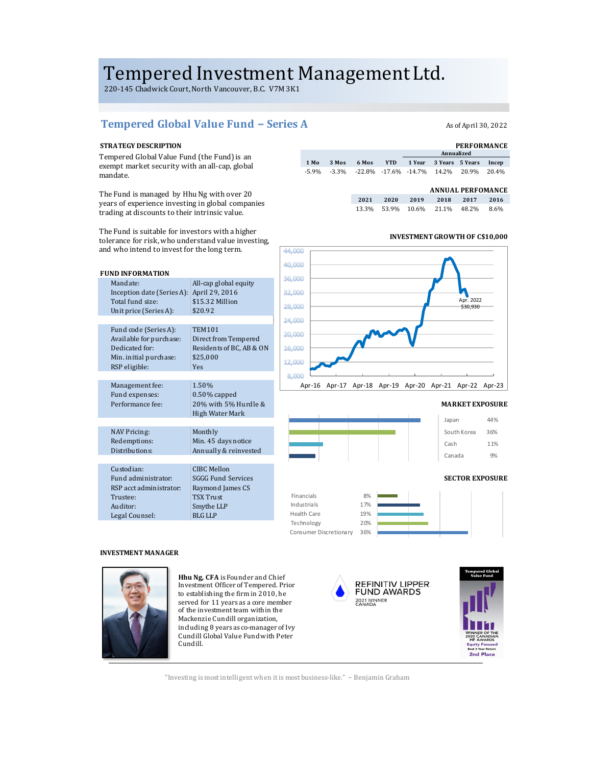# Tempered Investment Management Ltd.

220-145 Chadwick Court, North Vancouver, B.C. V7M 3K1

## Tempered Global Value Fund – Series A

As of April 30, 2022

### STRATEGY DESCRIPTION

Tempered Global Value Fund (the Fund) is an exempt market security with an all-cap, global mandate.

The Fund is managed by Hhu Ng with over 20 years of experience investing in global companies trading at discounts to their intrinsic value.

The Fund is suitable for investors with a higher tolerance for risk, who understand value investing, and who intend to invest for the long term.

### PERFORMANCE

| 1 Mo | 3 Mos | 6 Mos | YTD | 1 Year | 3 Years (Annualized) | 5 Years (Annualized) | Incep (Annualized) |
|---|---|---|---|---|---|---|---|
| -5.9% | -3.3% | -22.8% | -17.6% | -14.7% | 14.2% | 20.9% | 20.4% |

### ANNUAL PERFOMANCE

| 2021 | 2020 | 2019 | 2018 | 2017 | 2016 |
|---|---|---|---|---|---|
| 13.3% | 53.9% | 10.6% | 21.1% | 48.2% | 8.6% |

### INVESTMENT GROWTH OF C$10,000

Apr. 2022 $30,930

### FUND INFORMATION

| | |
|---|---|
| Mandate: | All-cap global equity |
| Inception date (Series A): | April 29, 2016 |
| Total fund size: | $15.32 Million |
| Unit price (Series A): | $20.92 |
| Fund code (Series A): | TEM101 |
| Available for purchase: | Direct from Tempered |
| Dedicated for: | Residents of BC, AB & ON |
| Min. initial purchase: | $25,000 |
| RSP eligible: | Yes |
| Management fee: | 1.50% |
| Fund expenses: | 0.50% capped |
| Performance fee: | 20% with 5% Hurdle & High Water Mark |
| NAV Pricing: | Monthly |
| Redemptions: | Min. 45 days notice |
| Distributions: | Annually & reinvested |
| Custodian: | CIBC Mellon |
| Fund administrator: | SGGG Fund Services |
| RSP acct administrator: | Raymond James CS |
| Trustee: | TSX Trust |
| Auditor: | Smythe LLP |
| Legal Counsel: | BLG LLP |

### MARKET EXPOSURE

| | |
|---|---|
| Japan | 44% |
| South Korea | 36% |
| Cash | 11% |
| Canada | 9% |

### SECTOR EXPOSURE

| | |
|---|---|
| Financials | 8% |
| Industrials | 17% |
| Health Care | 19% |
| Technology | 20% |
| Consumer Discretionary | 36% |

### INVESTMENT MANAGER

**Hhu Ng, CFA** is Founder and Chief Investment Officer of Tempered. Prior to establishing the firm in 2010, he served for 11 years as a core member of the investment team within the Mackenzie Cundill organization, including 8 years as co-manager of Ivy Cundill Global Value Fund with Peter Cundill.

REFINITIV LIPPER FUND AWARDS 2021 WINNER CANADA

Tempered Global Value Fund — WINNER OF THE 2020 CANADIAN HF AWARDS, Equity Focused, Best 3 Year Return, 2nd Place

"Investing is most intelligent when it is most business-like." – Benjamin Graham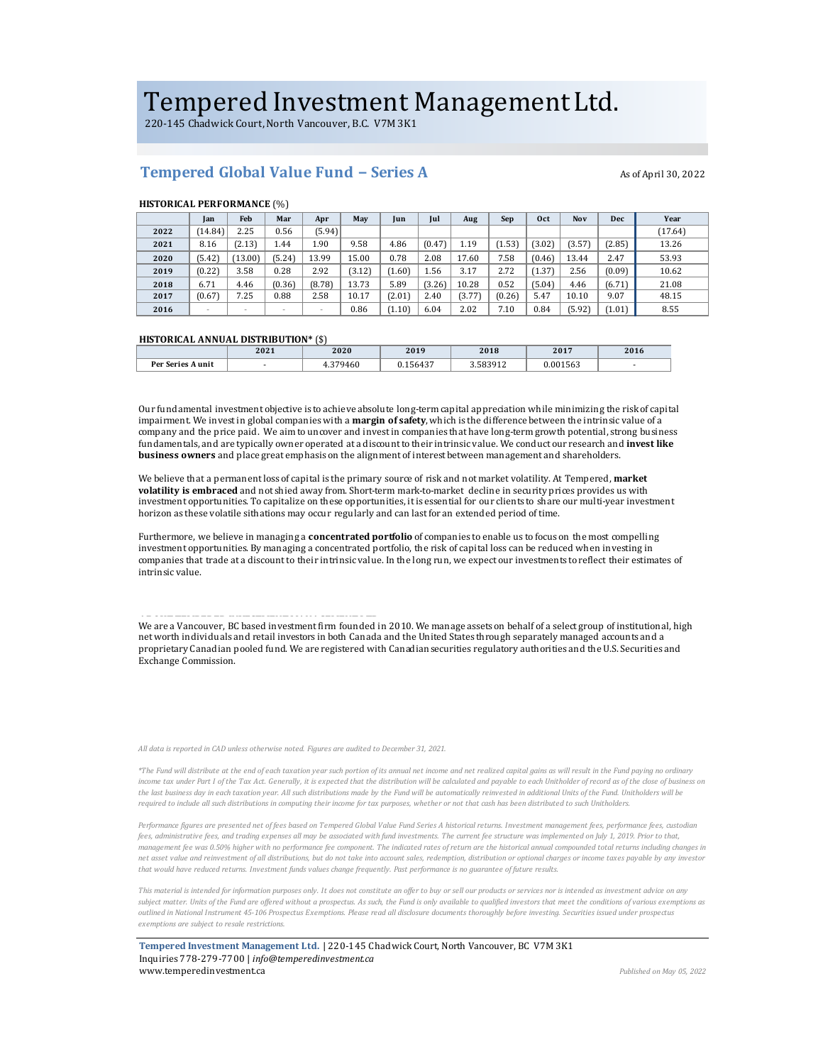# Tempered Investment Management Ltd.

220-145 Chadwick Court, North Vancouver, B.C. V7M 3K1

## Tempered Global Value Fund – Series A

As of April 30, 2022

**HISTORICAL PERFORMANCE** (%)

| | Jan | Feb | Mar | Apr | May | Jun | Jul | Aug | Sep | Oct | Nov | Dec | Year |
|---|---|---|---|---|---|---|---|---|---|---|---|---|---|
| **2022** | (14.84) | 2.25 | 0.56 | (5.94) | | | | | | | | | (17.64) |
| **2021** | 8.16 | (2.13) | 1.44 | 1.90 | 9.58 | 4.86 | (0.47) | 1.19 | (1.53) | (3.02) | (3.57) | (2.85) | 13.26 |
| **2020** | (5.42) | (13.00) | (5.24) | 13.99 | 15.00 | 0.78 | 2.08 | 17.60 | 7.58 | (0.46) | 13.44 | 2.47 | 53.93 |
| **2019** | (0.22) | 3.58 | 0.28 | 2.92 | (3.12) | (1.60) | 1.56 | 3.17 | 2.72 | (1.37) | 2.56 | (0.09) | 10.62 |
| **2018** | 6.71 | 4.46 | (0.36) | (8.78) | 13.73 | 5.89 | (3.26) | 10.28 | 0.52 | (5.04) | 4.46 | (6.71) | 21.08 |
| **2017** | (0.67) | 7.25 | 0.88 | 2.58 | 10.17 | (2.01) | 2.40 | (3.77) | (0.26) | 5.47 | 10.10 | 9.07 | 48.15 |
| **2016** | - | - | - | - | 0.86 | (1.10) | 6.04 | 2.02 | 7.10 | 0.84 | (5.92) | (1.01) | 8.55 |

**HISTORICAL ANNUAL DISTRIBUTION*** ($)

| | 2021 | 2020 | 2019 | 2018 | 2017 | 2016 |
|---|---|---|---|---|---|---|
| **Per Series A unit** | - | 4.379460 | 0.156437 | 3.583912 | 0.001563 | - |

Our fundamental investment objective is to achieve absolute long-term capital appreciation while minimizing the risk of capital impairment. We invest in global companies with a **margin of safety**, which is the difference between the intrinsic value of a company and the price paid. We aim to uncover and invest in companies that have long-term growth potential, strong business fundamentals, and are typically owner operated at a discount to their intrinsic value. We conduct our research and **invest like business owners** and place great emphasis on the alignment of interest between management and shareholders.

We believe that a permanent loss of capital is the primary source of risk and not market volatility. At Tempered, **market volatility is embraced** and not shied away from. Short-term mark-to-market decline in security prices provides us with investment opportunities. To capitalize on these opportunities, it is essential for our clients to share our multi-year investment horizon as these volatile sithations may occur regularly and can last for an extended period of time.

Furthermore, we believe in managing a **concentrated portfolio** of companies to enable us to focus on the most compelling investment opportunities. By managing a concentrated portfolio, the risk of capital loss can be reduced when investing in companies that trade at a discount to their intrinsic value. In the long run, we expect our investments to reflect their estimates of intrinsic value.

We are a Vancouver, BC based investment firm founded in 2010. We manage assets on behalf of a select group of institutional, high net worth individuals and retail investors in both Canada and the United States through separately managed accounts and a proprietary Canadian pooled fund. We are registered with Canadian securities regulatory authorities and the U.S. Securities and Exchange Commission.

*All data is reported in CAD unless otherwise noted. Figures are audited to December 31, 2021.*

**The Fund will distribute at the end of each taxation year such portion of its annual net income and net realized capital gains as will result in the Fund paying no ordinary income tax under Part I of the Tax Act. Generally, it is expected that the distribution will be calculated and payable to each Unitholder of record as of the close of business on the last business day in each taxation year. All such distributions made by the Fund will be automatically reinvested in additional Units of the Fund. Unitholders will be required to include all such distributions in computing their income for tax purposes, whether or not that cash has been distributed to such Unitholders.*

*Performance figures are presented net of fees based on Tempered Global Value Fund Series A historical returns. Investment management fees, performance fees, custodian fees, administrative fees, and trading expenses all may be associated with fund investments. The current fee structure was implemented on July 1, 2019. Prior to that, management fee was 0.50% higher with no performance fee component. The indicated rates of return are the historical annual compounded total returns including changes in net asset value and reinvestment of all distributions, but do not take into account sales, redemption, distribution or optional charges or income taxes payable by any investor that would have reduced returns. Investment funds values change frequently. Past performance is no guarantee of future results.*

*This material is intended for information purposes only. It does not constitute an offer to buy or sell our products or services nor is intended as investment advice on any subject matter. Units of the Fund are offered without a prospectus. As such, the Fund is only available to qualified investors that meet the conditions of various exemptions as outlined in National Instrument 45-106 Prospectus Exemptions. Please read all disclosure documents thoroughly before investing. Securities issued under prospectus exemptions are subject to resale restrictions.*

**Tempered Investment Management Ltd.** | 220-145 Chadwick Court, North Vancouver, BC V7M 3K1
Inquiries 778-279-7700 | *info@temperedinvestment.ca*
www.temperedinvestment.ca

*Published on May 05, 2022*